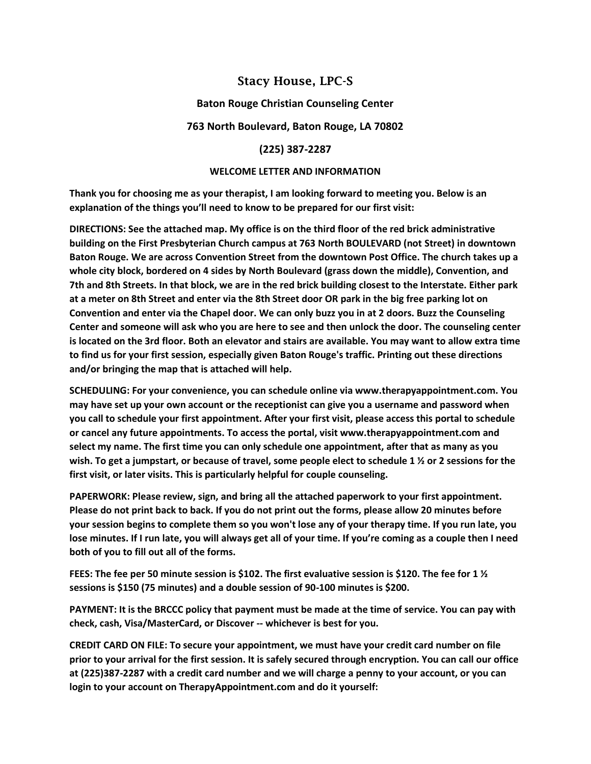# Stacy House, LPC-S

## Baton Rouge Christian Counseling Center

**763 North Boulevard, Baton Rouge, LA 70802**

**(225) 387-2287**

**WELCOME LETTER AND INFORMATION**

**Thank you for choosing me as your therapist, I am looking forward to meeting you. Below is an explanation of the things you'll need to know to be prepared for our first visit:**

**DIRECTIONS: See the attached map. My office is on the third floor of the red brick administrative building on the First Presbyterian Church campus at 763 North BOULEVARD (not Street) in downtown Baton Rouge. We are across Convention Street from the downtown Post Office. The church takes up a whole city block, bordered on 4 sides by North Boulevard (grass down the middle), Convention, and 7th and 8th Streets. In that block, we are in the red brick building closest to the Interstate. Either park at a meter on 8th Street and enter via the 8th Street door OR park in the big free parking lot on Convention and enter via the Chapel door. We can only buzz you in at 2 doors. Buzz the Counseling Center and someone will ask who you are here to see and then unlock the door. The counseling center is located on the 3rd floor. Both an elevator and stairs are available. You may want to allow extra time to find us for your first session, especially given Baton Rouge's traffic. Printing out these directions and/or bringing the map that is attached will help.**

**SCHEDULING: For your convenience, you can schedule online via www.therapyappointment.com. You may have set up your own account or the receptionist can give you a username and password when you call to schedule your first appointment. After your first visit, please access this portal to schedule or cancel any future appointments. To access the portal, visit www.therapyappointment.com and select my name. The first time you can only schedule one appointment, after that as many as you wish. To get a jumpstart, or because of travel, some people elect to schedule 1 ½ or 2 sessions for the first visit, or later visits. This is particularly helpful for couple counseling.**

**PAPERWORK: Please review, sign, and bring all the attached paperwork to your first appointment. Please do not print back to back. If you do not print out the forms, please allow 20 minutes before your session begins to complete them so you won't lose any of your therapy time. If you run late, you lose minutes. If I run late, you will always get all of your time. If you're coming as a couple then I need both of you to fill out all of the forms.**

**FEES: The fee per 50 minute session is $102. The first evaluative session is $120. The fee for 1 ½ sessions is $150 (75 minutes) and a double session of 90-100 minutes is $200.**

**PAYMENT: It is the BRCCC policy that payment must be made at the time of service. You can pay with check, cash, Visa/MasterCard, or Discover -- whichever is best for you.**

**CREDIT CARD ON FILE: To secure your appointment, we must have your credit card number on file prior to your arrival for the first session. It is safely secured through encryption. You can call our office at (225)387-2287 with a credit card number and we will charge a penny to your account, or you can login to your account on TherapyAppointment.com and do it yourself:**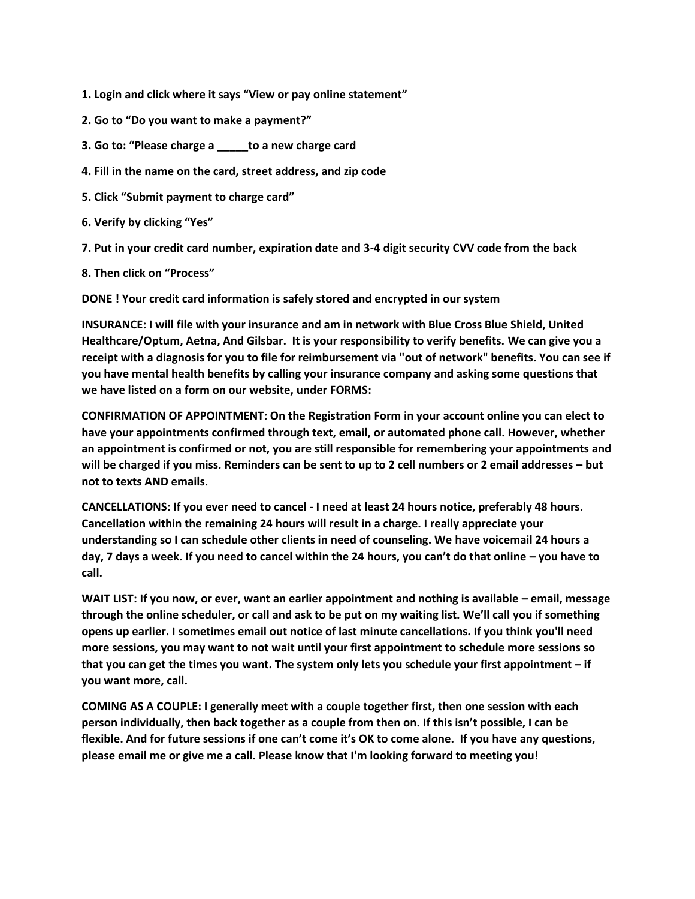**1. Login and click where it says "View or pay online statement"**

**2. Go to "Do you want to make a payment?"**

**3. Go to: "Please charge a _____to a new charge card**

**4. Fill in the name on the card, street address, and zip code**

**5. Click "Submit payment to charge card"**

**6. Verify by clicking "Yes"**

**7. Put in your credit card number, expiration date and 3-4 digit security CVV code from the back**

**8. Then click on "Process"**

**DONE ! Your credit card information is safely stored and encrypted in our system**

**INSURANCE: I will file with your insurance and am in network with Blue Cross Blue Shield, United Healthcare/Optum, Aetna, And Gilsbar. It is your responsibility to verify benefits. We can give you a receipt with a diagnosis for you to file for reimbursement via "out of network" benefits. You can see if you have mental health benefits by calling your insurance company and asking some questions that we have listed on a form on our website, under FORMS:**

**CONFIRMATION OF APPOINTMENT: On the Registration Form in your account online you can elect to have your appointments confirmed through text, email, or automated phone call. However, whether an appointment is confirmed or not, you are still responsible for remembering your appointments and will be charged if you miss. Reminders can be sent to up to 2 cell numbers or 2 email addresses – but not to texts AND emails.**

**CANCELLATIONS: If you ever need to cancel - I need at least 24 hours notice, preferably 48 hours. Cancellation within the remaining 24 hours will result in a charge. I really appreciate your understanding so I can schedule other clients in need of counseling. We have voicemail 24 hours a day, 7 days a week. If you need to cancel within the 24 hours, you can't do that online – you have to call.**

**WAIT LIST: If you now, or ever, want an earlier appointment and nothing is available – email, message through the online scheduler, or call and ask to be put on my waiting list. We'll call you if something opens up earlier. I sometimes email out notice of last minute cancellations. If you think you'll need more sessions, you may want to not wait until your first appointment to schedule more sessions so that you can get the times you want. The system only lets you schedule your first appointment – if you want more, call.**

**COMING AS A COUPLE: I generally meet with a couple together first, then one session with each person individually, then back together as a couple from then on. If this isn't possible, I can be flexible. And for future sessions if one can't come it's OK to come alone. If you have any questions, please email me or give me a call. Please know that I'm looking forward to meeting you!**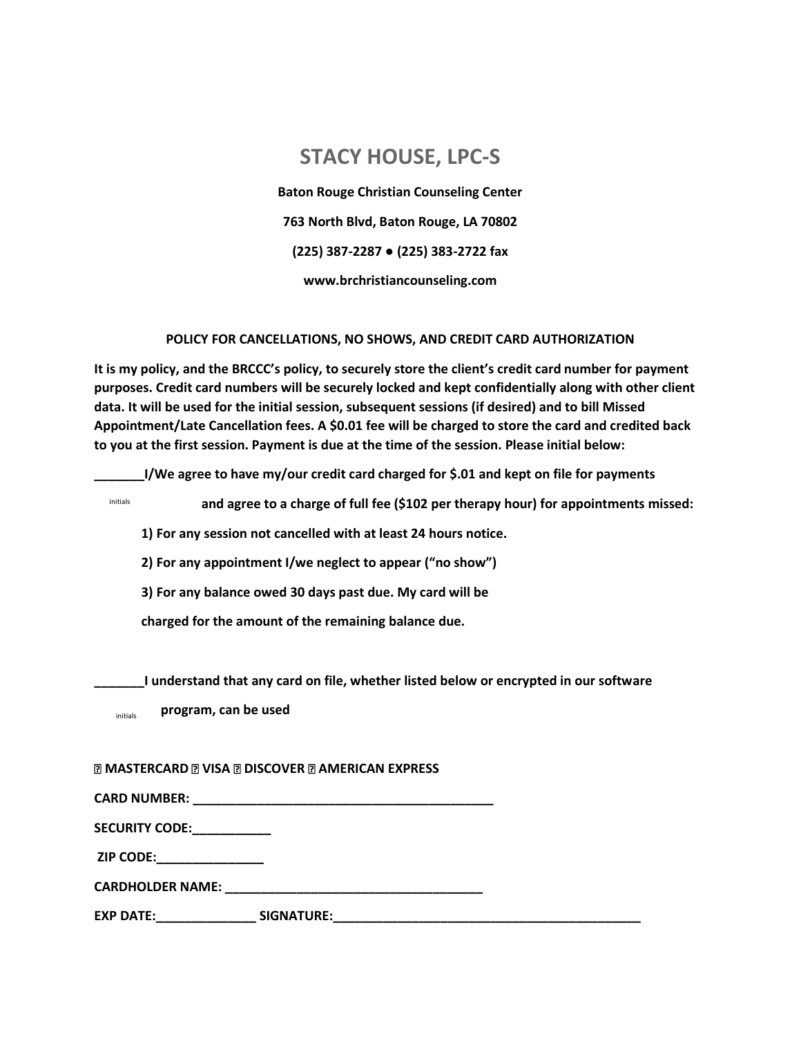# STACY HOUSE, LPC-S

**Baton Rouge Christian Counseling Center**

**763 North Blvd, Baton Rouge, LA 70802**

**(225) 387-2287 ● (225) 383-2722 fax**

**www.brchristiancounseling.com**

## POLICY FOR CANCELLATIONS, NO SHOWS, AND CREDIT CARD AUTHORIZATION

**It is my policy, and the BRCCC's policy, to securely store the client's credit card number for payment purposes. Credit card numbers will be securely locked and kept confidentially along with other client data. It will be used for the initial session, subsequent sessions (if desired) and to bill Missed Appointment/Late Cancellation fees. A $0.01 fee will be charged to store the card and credited back to you at the first session. Payment is due at the time of the session. Please initial below:**

**_______I/We agree to have my/our credit card charged for $.01 and kept on file for payments**

initials **and agree to a charge of full fee ($102 per therapy hour) for appointments missed:**

**1) For any session not cancelled with at least 24 hours notice.**

**2) For any appointment I/we neglect to appear ("no show")**

**3) For any balance owed 30 days past due. My card will be charged for the amount of the remaining balance due.**

**_______I understand that any card on file, whether listed below or encrypted in our software**

initials **program, can be used**

**☐ MASTERCARD ☐ VISA ☐ DISCOVER ☐ AMERICAN EXPRESS**

**CARD NUMBER: ___________________________________________**

**SECURITY CODE:___________**

**ZIP CODE:_______________**

**CARDHOLDER NAME: _____________________________________**

**EXP DATE:______________ SIGNATURE:____________________________________________**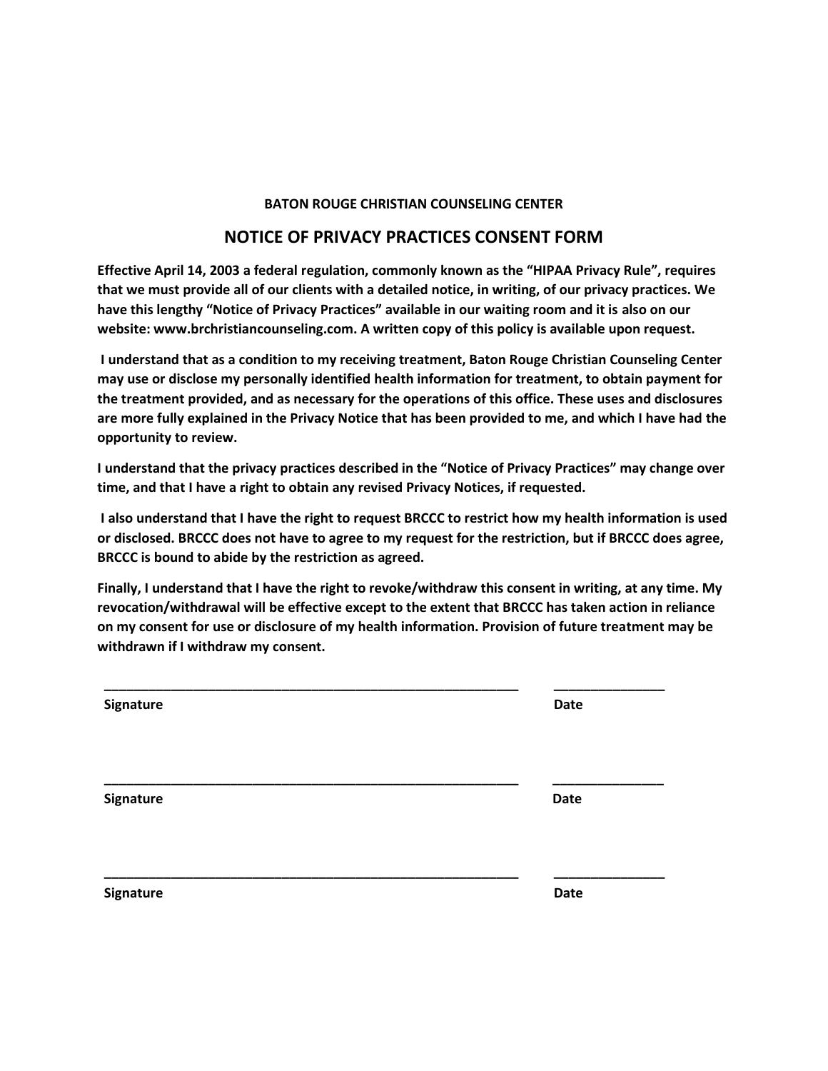**BATON ROUGE CHRISTIAN COUNSELING CENTER**

## NOTICE OF PRIVACY PRACTICES CONSENT FORM

**Effective April 14, 2003 a federal regulation, commonly known as the "HIPAA Privacy Rule", requires that we must provide all of our clients with a detailed notice, in writing, of our privacy practices. We have this lengthy "Notice of Privacy Practices" available in our waiting room and it is also on our website: www.brchristiancounseling.com. A written copy of this policy is available upon request.**

**I understand that as a condition to my receiving treatment, Baton Rouge Christian Counseling Center may use or disclose my personally identified health information for treatment, to obtain payment for the treatment provided, and as necessary for the operations of this office. These uses and disclosures are more fully explained in the Privacy Notice that has been provided to me, and which I have had the opportunity to review.**

**I understand that the privacy practices described in the "Notice of Privacy Practices" may change over time, and that I have a right to obtain any revised Privacy Notices, if requested.**

**I also understand that I have the right to request BRCCC to restrict how my health information is used or disclosed. BRCCC does not have to agree to my request for the restriction, but if BRCCC does agree, BRCCC is bound to abide by the restriction as agreed.**

**Finally, I understand that I have the right to revoke/withdraw this consent in writing, at any time. My revocation/withdrawal will be effective except to the extent that BRCCC has taken action in reliance on my consent for use or disclosure of my health information. Provision of future treatment may be withdrawn if I withdraw my consent.**

\_\_\_\_\_\_\_\_\_\_\_\_\_\_\_\_\_\_\_\_\_\_\_\_\_\_\_\_\_\_\_\_\_\_\_\_\_\_\_\_\_\_\_\_\_\_\_\_\_\_\_\_ \_\_\_\_\_\_\_\_\_\_\_\_\_\_\_
**Signature** **Date**

\_\_\_\_\_\_\_\_\_\_\_\_\_\_\_\_\_\_\_\_\_\_\_\_\_\_\_\_\_\_\_\_\_\_\_\_\_\_\_\_\_\_\_\_\_\_\_\_\_\_\_\_ \_\_\_\_\_\_\_\_\_\_\_\_\_\_\_
**Signature** **Date**

\_\_\_\_\_\_\_\_\_\_\_\_\_\_\_\_\_\_\_\_\_\_\_\_\_\_\_\_\_\_\_\_\_\_\_\_\_\_\_\_\_\_\_\_\_\_\_\_\_\_\_\_ \_\_\_\_\_\_\_\_\_\_\_\_\_\_\_
**Signature** **Date**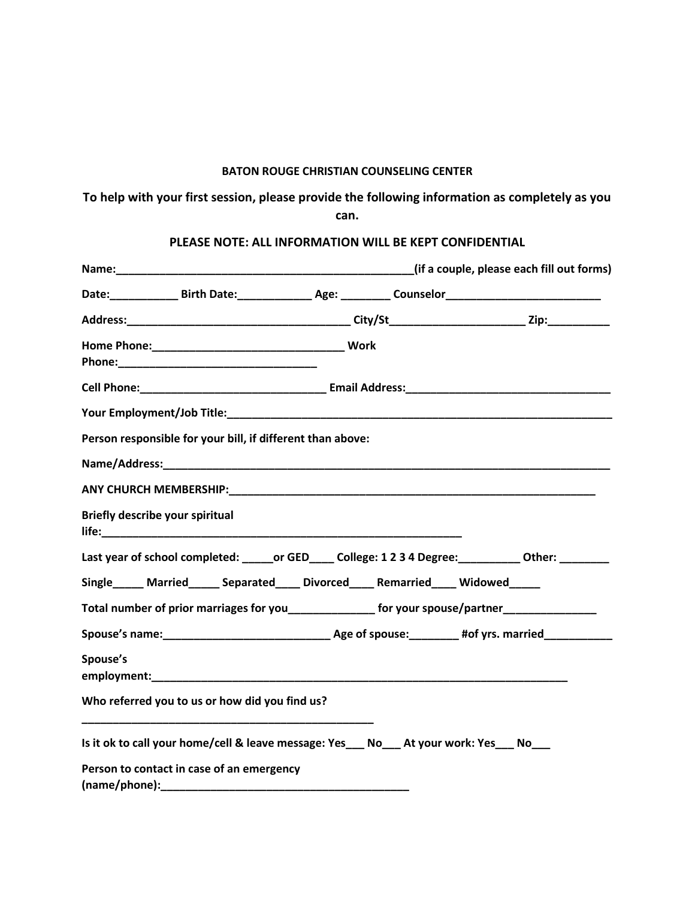**BATON ROUGE CHRISTIAN COUNSELING CENTER**

**To help with your first session, please provide the following information as completely as you can.**

**PLEASE NOTE: ALL INFORMATION WILL BE KEPT CONFIDENTIAL**

**Name:**_______________________________________________**(if a couple, please each fill out forms)**

**Date:**___________ **Birth Date:**____________ **Age:** ________ **Counselor**_________________________

**Address:**____________________________________ **City/St**_____________________ **Zip:**__________

**Home Phone:**______________________________ **Work Phone:**________________________________

**Cell Phone:**______________________________ **Email Address:**________________________________

**Your Employment/Job Title:**_____________________________________________________________

**Person responsible for your bill, if different than above:**

**Name/Address:**_______________________________________________________________________

**ANY CHURCH MEMBERSHIP:**____________________________________________________________

**Briefly describe your spiritual life:**__________________________________________________________

**Last year of school completed:** _____**or GED**____ **College: 1 2 3 4 Degree:**__________ **Other:** ________

**Single**_____ **Married**_____ **Separated**____ **Divorced**____ **Remarried**____ **Widowed**_____

**Total number of prior marriages for you**_____________ **for your spouse/partner**______________

**Spouse's name:**__________________________ **Age of spouse:**________ **#of yrs. married**___________

**Spouse's employment:**____________________________________________________________________

**Who referred you to us or how did you find us?**

_______________________________________________

**Is it ok to call your home/cell & leave message: Yes**___ **No**___ **At your work: Yes**___ **No**___

**Person to contact in case of an emergency (name/phone):**________________________________________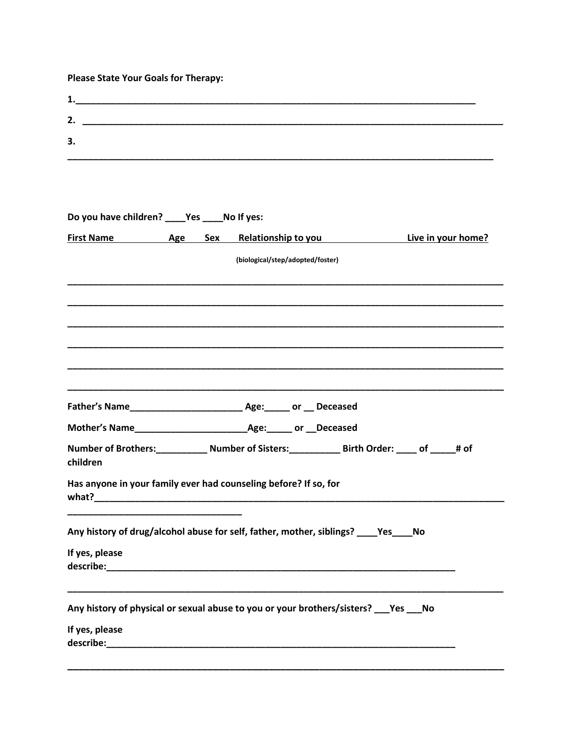**Please State Your Goals for Therapy:**

**1.**_______________________________________________________________________________

**2.** _______________________________________________________________________________

**3.**

_______________________________________________________________________________

**Do you have children? ____Yes ____No If yes:**

| First Name | Age | Sex | Relationship to you (biological/step/adopted/foster) | Live in your home? |
|---|---|---|---|---|
| | | | | |
| | | | | |
| | | | | |
| | | | | |
| | | | | |
| | | | | |

**Father's Name**______________________ **Age:**_____ **or** __ **Deceased**

**Mother's Name**______________________**Age:**_____ **or** __**Deceased**

**Number of Brothers:**__________ **Number of Sisters:**__________ **Birth Order:** ____ **of** _____**# of children**

**Has anyone in your family ever had counseling before? If so, for what?**_______________________________________________________________________________

_________________________________

**Any history of drug/alcohol abuse for self, father, mother, siblings?** ____**Yes**____**No**

**If yes, please describe:**_______________________________________________________________________

_______________________________________________________________________________

**Any history of physical or sexual abuse to you or your brothers/sisters?** ___**Yes** ___**No**

**If yes, please describe:**_______________________________________________________________________

_______________________________________________________________________________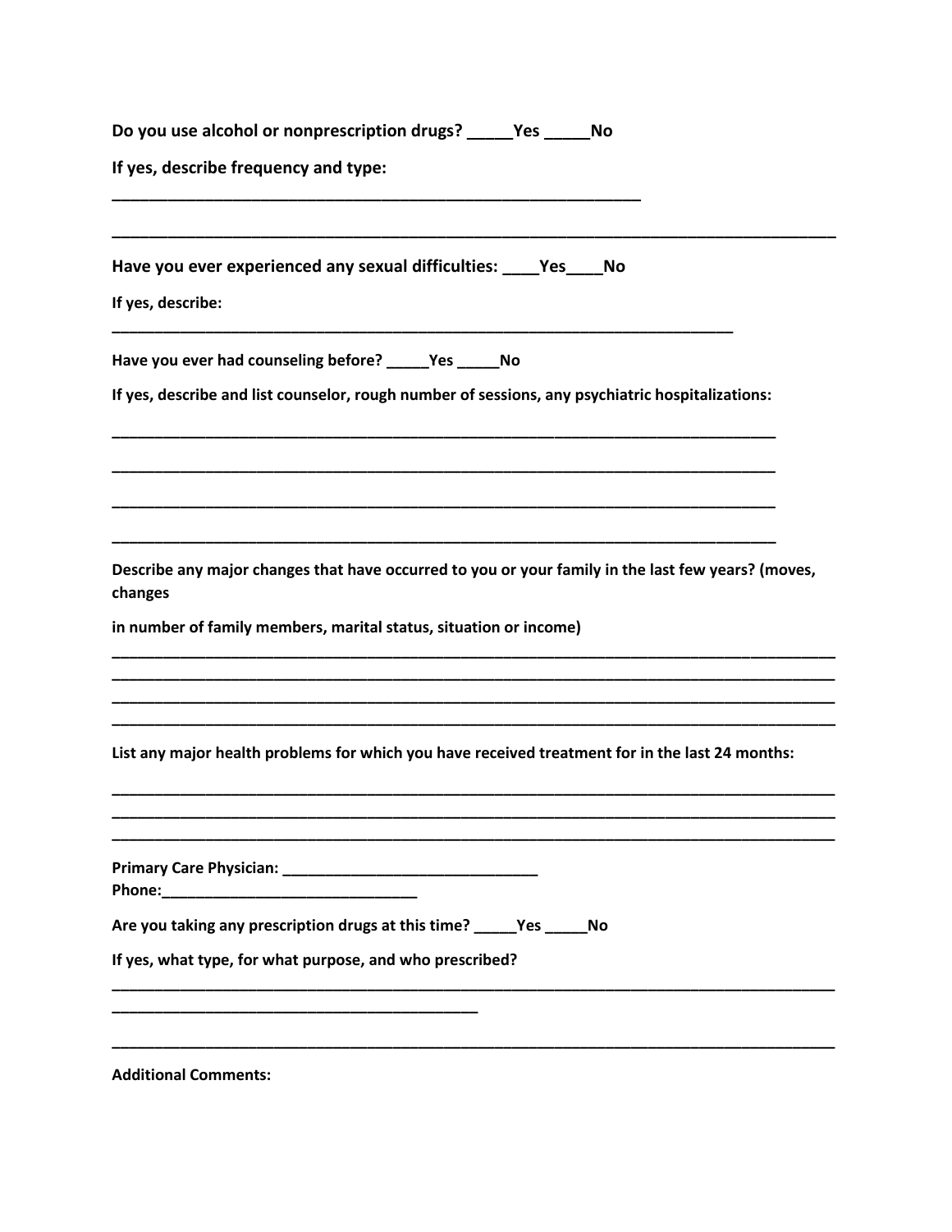**Do you use alcohol or nonprescription drugs? _____Yes _____No**

**If yes, describe frequency and type:**

**____________________________________________________________**

**_________________________________________________________________________________**

**Have you ever experienced any sexual difficulties: ____Yes____No**

**If yes, describe:**

**______________________________________________________________________**

**Have you ever had counseling before? _____Yes _____No**

**If yes, describe and list counselor, rough number of sessions, any psychiatric hospitalizations:**

**____________________________________________________________________________**

**____________________________________________________________________________**

**____________________________________________________________________________**

**____________________________________________________________________________**

**Describe any major changes that have occurred to you or your family in the last few years? (moves, changes**

**in number of family members, marital status, situation or income)**

**_________________________________________________________________________________**
**_________________________________________________________________________________**
**_________________________________________________________________________________**
**_________________________________________________________________________________**

**List any major health problems for which you have received treatment for in the last 24 months:**

**_________________________________________________________________________________**
**_________________________________________________________________________________**
**_________________________________________________________________________________**

**Primary Care Physician: _____________________________**
**Phone:_____________________________**

**Are you taking any prescription drugs at this time? _____Yes _____No**

**If yes, what type, for what purpose, and who prescribed?**

**_________________________________________________________________________________**
**__________________________________________**

**_________________________________________________________________________________**

**Additional Comments:**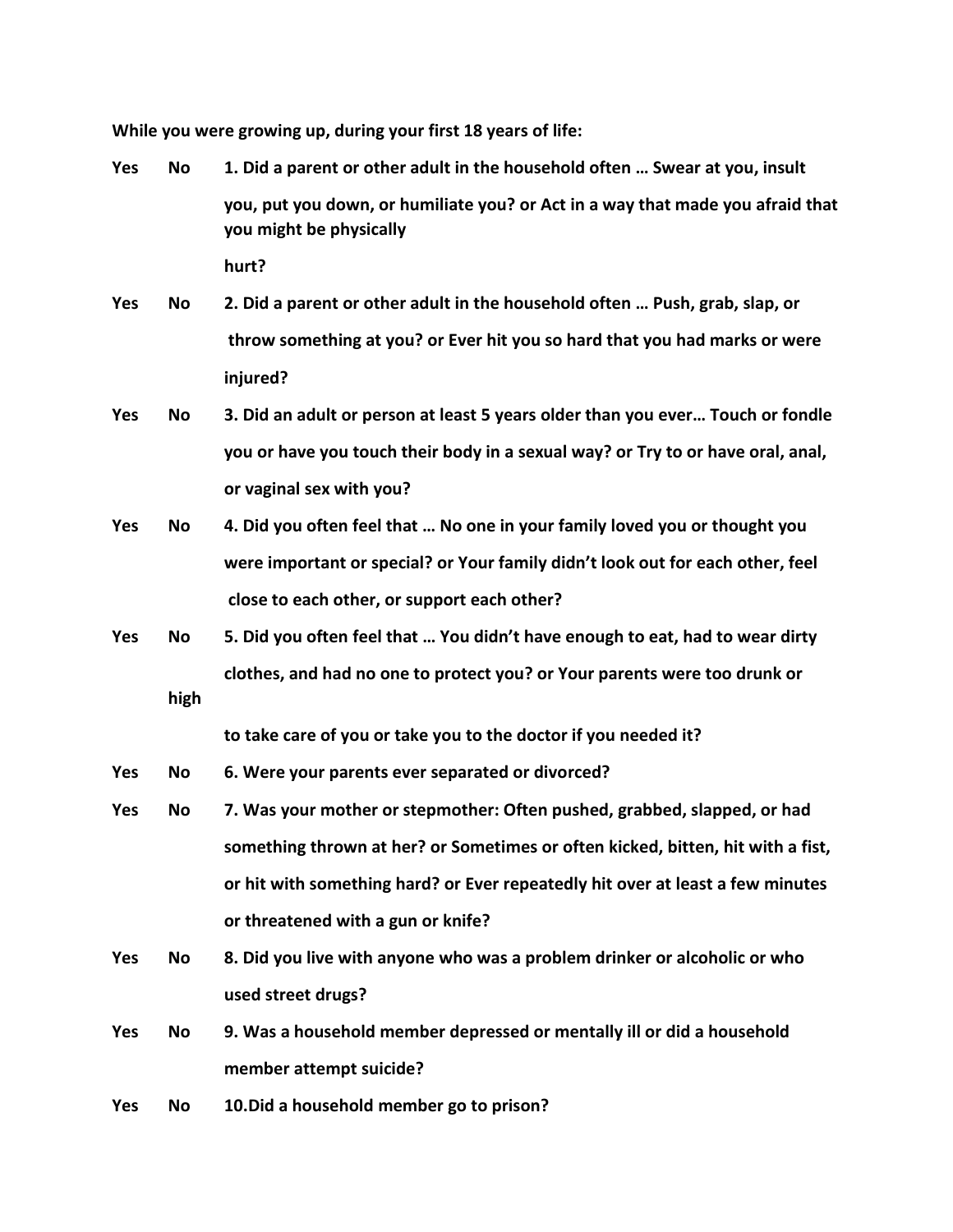**While you were growing up, during your first 18 years of life:**

**Yes No 1. Did a parent or other adult in the household often … Swear at you, insult you, put you down, or humiliate you? or Act in a way that made you afraid that you might be physically hurt?**

**Yes No 2. Did a parent or other adult in the household often … Push, grab, slap, or throw something at you? or Ever hit you so hard that you had marks or were injured?**

**Yes No 3. Did an adult or person at least 5 years older than you ever… Touch or fondle you or have you touch their body in a sexual way? or Try to or have oral, anal, or vaginal sex with you?**

**Yes No 4. Did you often feel that … No one in your family loved you or thought you were important or special? or Your family didn't look out for each other, feel close to each other, or support each other?**

**Yes No 5. Did you often feel that … You didn't have enough to eat, had to wear dirty clothes, and had no one to protect you? or Your parents were too drunk or high to take care of you or take you to the doctor if you needed it?**

**Yes No 6. Were your parents ever separated or divorced?**

**Yes No 7. Was your mother or stepmother: Often pushed, grabbed, slapped, or had something thrown at her? or Sometimes or often kicked, bitten, hit with a fist, or hit with something hard? or Ever repeatedly hit over at least a few minutes or threatened with a gun or knife?**

**Yes No 8. Did you live with anyone who was a problem drinker or alcoholic or who used street drugs?**

**Yes No 9. Was a household member depressed or mentally ill or did a household member attempt suicide?**

**Yes No 10.Did a household member go to prison?**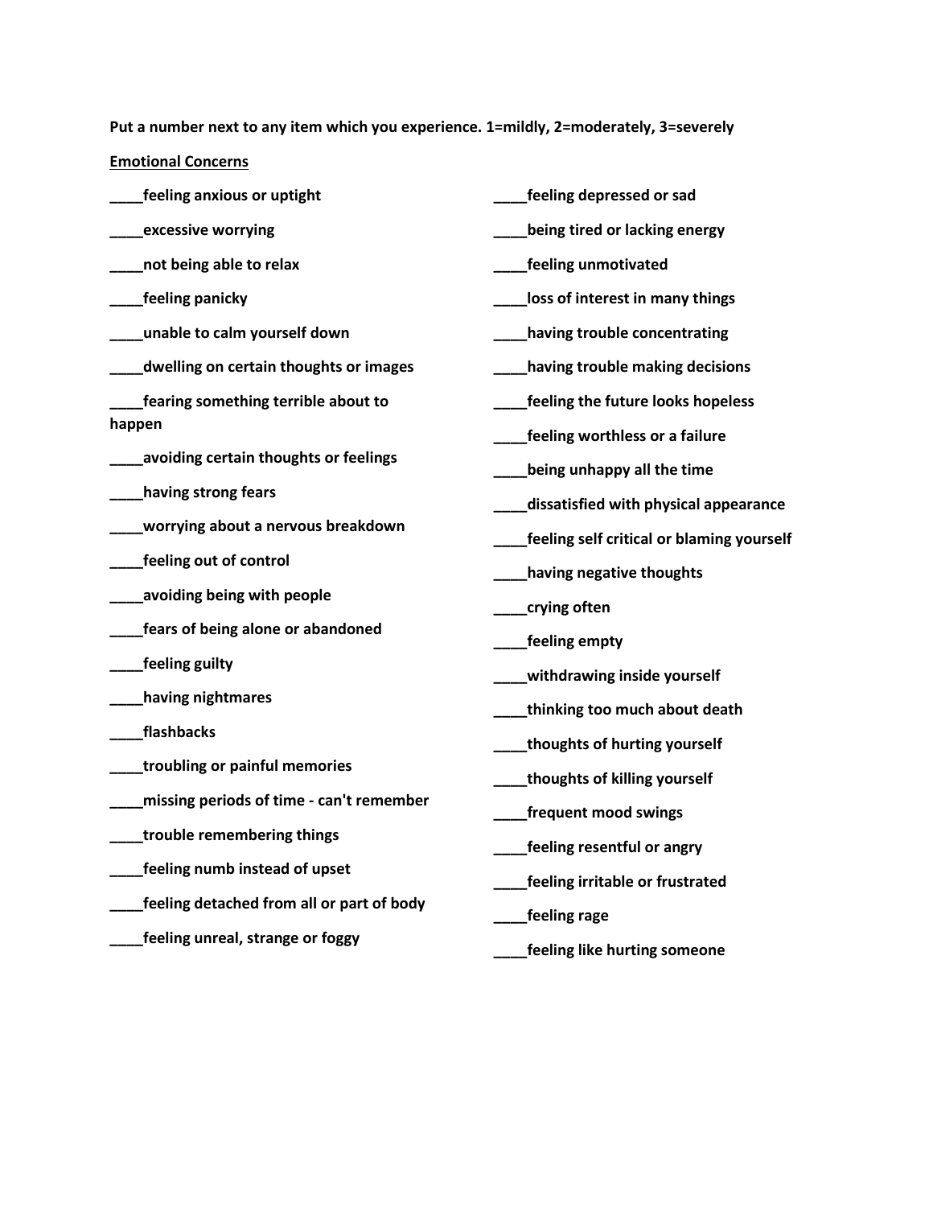**Put a number next to any item which you experience. 1=mildly, 2=moderately, 3=severely**

**Emotional Concerns**

**____feeling anxious or uptight**

**____excessive worrying**

**____not being able to relax**

**____feeling panicky**

**____unable to calm yourself down**

**____dwelling on certain thoughts or images**

**____fearing something terrible about to happen**

**____avoiding certain thoughts or feelings**

**____having strong fears**

**____worrying about a nervous breakdown**

**____feeling out of control**

**____avoiding being with people**

**____fears of being alone or abandoned**

**____feeling guilty**

**____having nightmares**

**____flashbacks**

**____troubling or painful memories**

**____missing periods of time - can't remember**

**____trouble remembering things**

**____feeling numb instead of upset**

**____feeling detached from all or part of body**

**____feeling unreal, strange or foggy**

**____feeling depressed or sad**

**____being tired or lacking energy**

**____feeling unmotivated**

**____loss of interest in many things**

**____having trouble concentrating**

**____having trouble making decisions**

**____feeling the future looks hopeless**

**____feeling worthless or a failure**

**____being unhappy all the time**

**____dissatisfied with physical appearance**

**____feeling self critical or blaming yourself**

**____having negative thoughts**

**____crying often**

**____feeling empty**

**____withdrawing inside yourself**

**____thinking too much about death**

**____thoughts of hurting yourself**

**____thoughts of killing yourself**

**____frequent mood swings**

**____feeling resentful or angry**

**____feeling irritable or frustrated**

**____feeling rage**

**____feeling like hurting someone**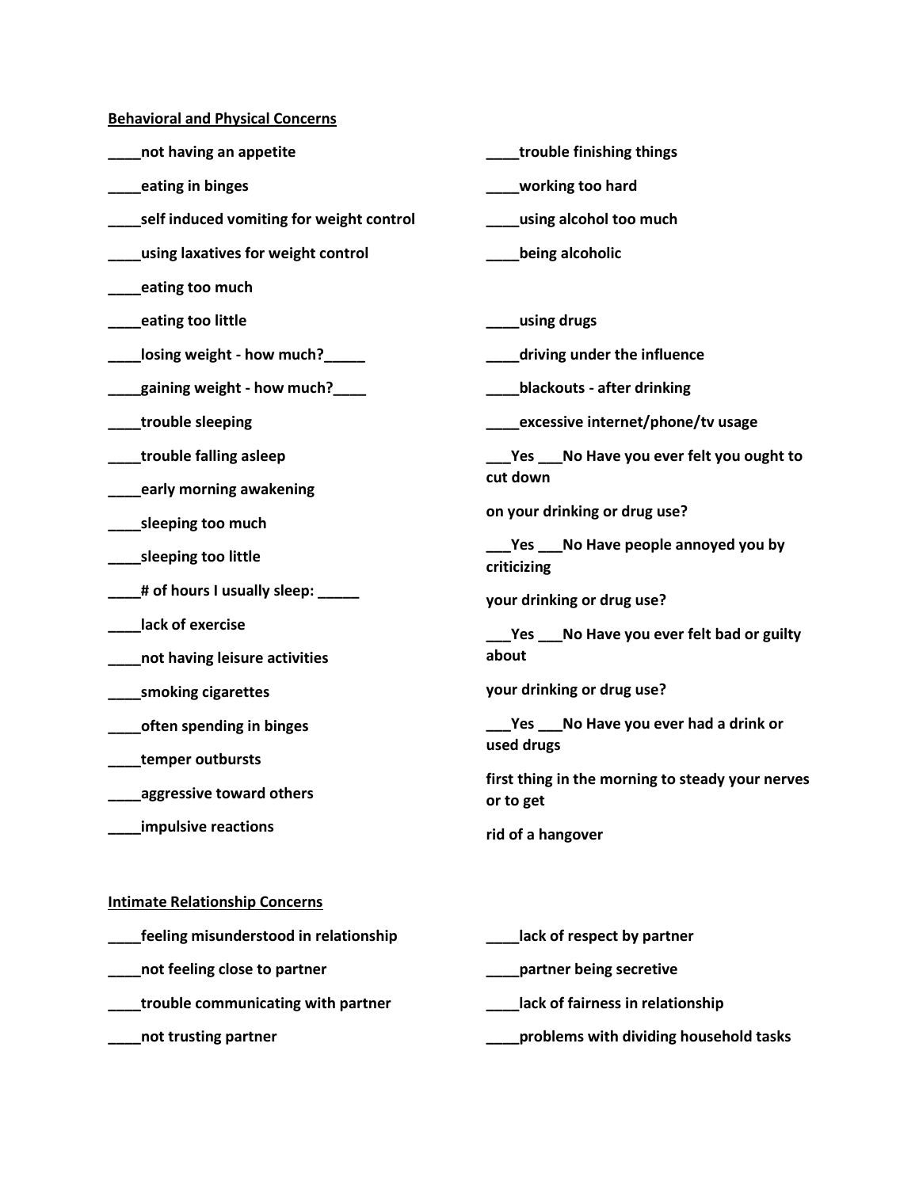**Behavioral and Physical Concerns**

____not having an appetite

____eating in binges

____self induced vomiting for weight control

____using laxatives for weight control

____eating too much

____eating too little

____losing weight - how much?_____

____gaining weight - how much?____

____trouble sleeping

____trouble falling asleep

____early morning awakening

____sleeping too much

____sleeping too little

____# of hours I usually sleep: _____

____lack of exercise

____not having leisure activities

____smoking cigarettes

____often spending in binges

____temper outbursts

____aggressive toward others

____impulsive reactions

____trouble finishing things

____working too hard

____using alcohol too much

____being alcoholic

____using drugs

____driving under the influence

____blackouts - after drinking

____excessive internet/phone/tv usage

___Yes ___No Have you ever felt you ought to cut down

on your drinking or drug use?

___Yes ___No Have people annoyed you by criticizing

your drinking or drug use?

___Yes ___No Have you ever felt bad or guilty about

your drinking or drug use?

___Yes ___No Have you ever had a drink or used drugs

first thing in the morning to steady your nerves or to get

rid of a hangover

**Intimate Relationship Concerns**

____feeling misunderstood in relationship

____not feeling close to partner

____trouble communicating with partner

____not trusting partner

____lack of respect by partner

____partner being secretive

____lack of fairness in relationship

____problems with dividing household tasks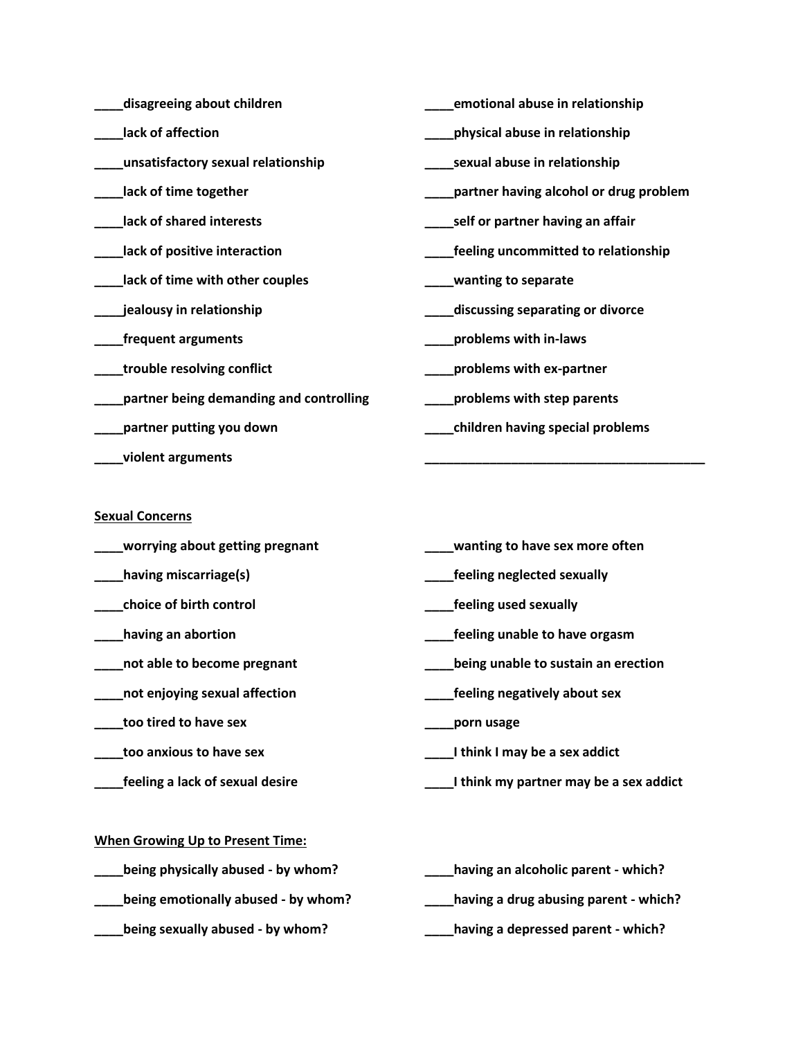**____disagreeing about children**

**____lack of affection**

**____unsatisfactory sexual relationship**

**____lack of time together**

**____lack of shared interests**

**____lack of positive interaction**

**____lack of time with other couples**

**____jealousy in relationship**

**____frequent arguments**

**____trouble resolving conflict**

**____partner being demanding and controlling**

**____partner putting you down**

**____violent arguments**

**____emotional abuse in relationship**

**____physical abuse in relationship**

**____sexual abuse in relationship**

**____partner having alcohol or drug problem**

**____self or partner having an affair**

**____feeling uncommitted to relationship**

**____wanting to separate**

**____discussing separating or divorce**

**____problems with in-laws**

**____problems with ex-partner**

**____problems with step parents**

**____children having special problems**

**________________________________________**

**<u>Sexual Concerns</u>**

**____worrying about getting pregnant**

**____having miscarriage(s)**

**____choice of birth control**

**____having an abortion**

**____not able to become pregnant**

**____not enjoying sexual affection**

**____too tired to have sex**

**____too anxious to have sex**

**____feeling a lack of sexual desire**

**____wanting to have sex more often**

**____feeling neglected sexually**

**____feeling used sexually**

**____feeling unable to have orgasm**

**____being unable to sustain an erection**

**____feeling negatively about sex**

**____porn usage**

**____I think I may be a sex addict**

**____I think my partner may be a sex addict**

**<u>When Growing Up to Present Time:</u>**

**____being physically abused - by whom?**

**____being emotionally abused - by whom?**

**____being sexually abused - by whom?**

**____having an alcoholic parent - which?**

**____having a drug abusing parent - which?**

**____having a depressed parent - which?**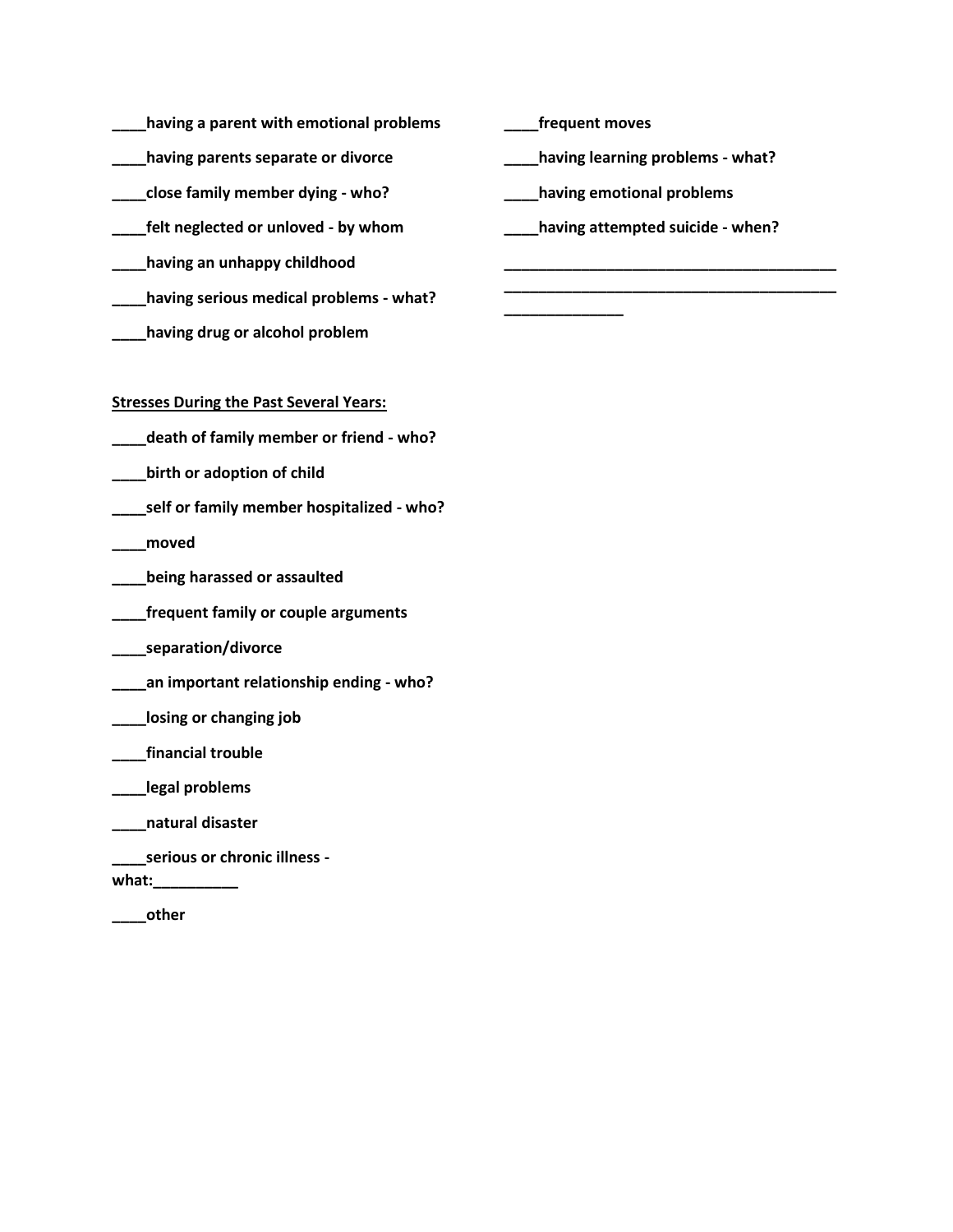**____having a parent with emotional problems**

**____having parents separate or divorce**

**____close family member dying - who?**

**____felt neglected or unloved - by whom**

**____having an unhappy childhood**

**____having serious medical problems - what?**

**____having drug or alcohol problem**

**____frequent moves**

**____having learning problems - what?**

**____having emotional problems**

**____having attempted suicide - when?**

**________________________________________**
**________________________________________**
**______________**

**Stresses During the Past Several Years:**

**____death of family member or friend - who?**

**____birth or adoption of child**

**____self or family member hospitalized - who?**

**____moved**

**____being harassed or assaulted**

**____frequent family or couple arguments**

**____separation/divorce**

**____an important relationship ending - who?**

**____losing or changing job**

**____financial trouble**

**____legal problems**

**____natural disaster**

**____serious or chronic illness - what:__________**

**____other**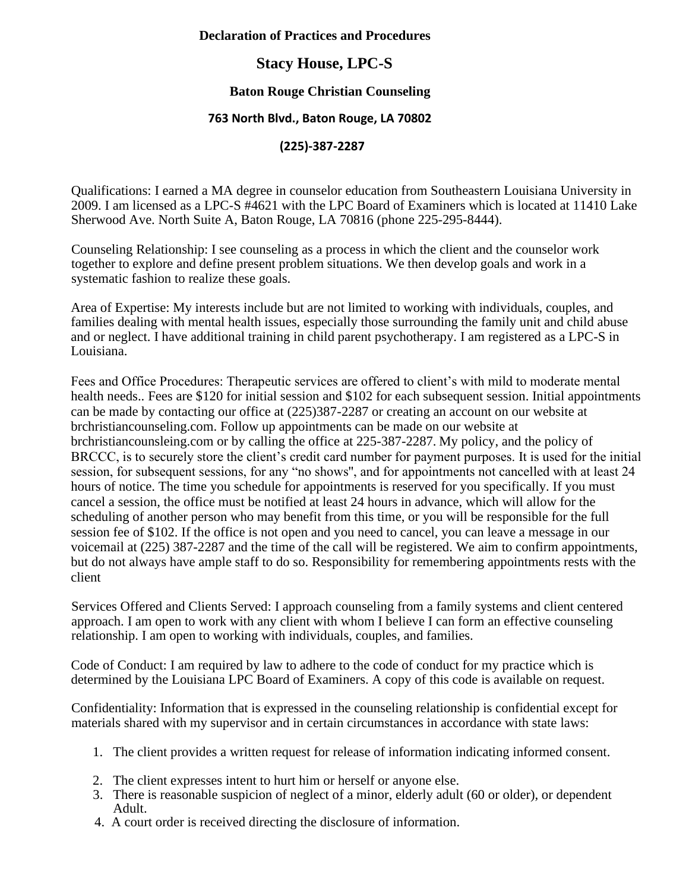**Declaration of Practices and Procedures**

# Stacy House, LPC-S

**Baton Rouge Christian Counseling**

**763 North Blvd., Baton Rouge, LA 70802**

**(225)-387-2287**

Qualifications: I earned a MA degree in counselor education from Southeastern Louisiana University in 2009. I am licensed as a LPC-S #4621 with the LPC Board of Examiners which is located at 11410 Lake Sherwood Ave. North Suite A, Baton Rouge, LA 70816 (phone 225-295-8444).

Counseling Relationship: I see counseling as a process in which the client and the counselor work together to explore and define present problem situations. We then develop goals and work in a systematic fashion to realize these goals.

Area of Expertise: My interests include but are not limited to working with individuals, couples, and families dealing with mental health issues, especially those surrounding the family unit and child abuse and or neglect. I have additional training in child parent psychotherapy. I am registered as a LPC-S in Louisiana.

Fees and Office Procedures: Therapeutic services are offered to client's with mild to moderate mental health needs.. Fees are $120 for initial session and $102 for each subsequent session. Initial appointments can be made by contacting our office at (225)387-2287 or creating an account on our website at brchristiancounseling.com. Follow up appointments can be made on our website at brchristiancounsleing.com or by calling the office at 225-387-2287. My policy, and the policy of BRCCC, is to securely store the client's credit card number for payment purposes. It is used for the initial session, for subsequent sessions, for any "no shows", and for appointments not cancelled with at least 24 hours of notice. The time you schedule for appointments is reserved for you specifically. If you must cancel a session, the office must be notified at least 24 hours in advance, which will allow for the scheduling of another person who may benefit from this time, or you will be responsible for the full session fee of $102. If the office is not open and you need to cancel, you can leave a message in our voicemail at (225) 387-2287 and the time of the call will be registered. We aim to confirm appointments, but do not always have ample staff to do so. Responsibility for remembering appointments rests with the client

Services Offered and Clients Served: I approach counseling from a family systems and client centered approach. I am open to work with any client with whom I believe I can form an effective counseling relationship. I am open to working with individuals, couples, and families.

Code of Conduct: I am required by law to adhere to the code of conduct for my practice which is determined by the Louisiana LPC Board of Examiners. A copy of this code is available on request.

Confidentiality: Information that is expressed in the counseling relationship is confidential except for materials shared with my supervisor and in certain circumstances in accordance with state laws:

1. The client provides a written request for release of information indicating informed consent.
2. The client expresses intent to hurt him or herself or anyone else.
3. There is reasonable suspicion of neglect of a minor, elderly adult (60 or older), or dependent Adult.
4. A court order is received directing the disclosure of information.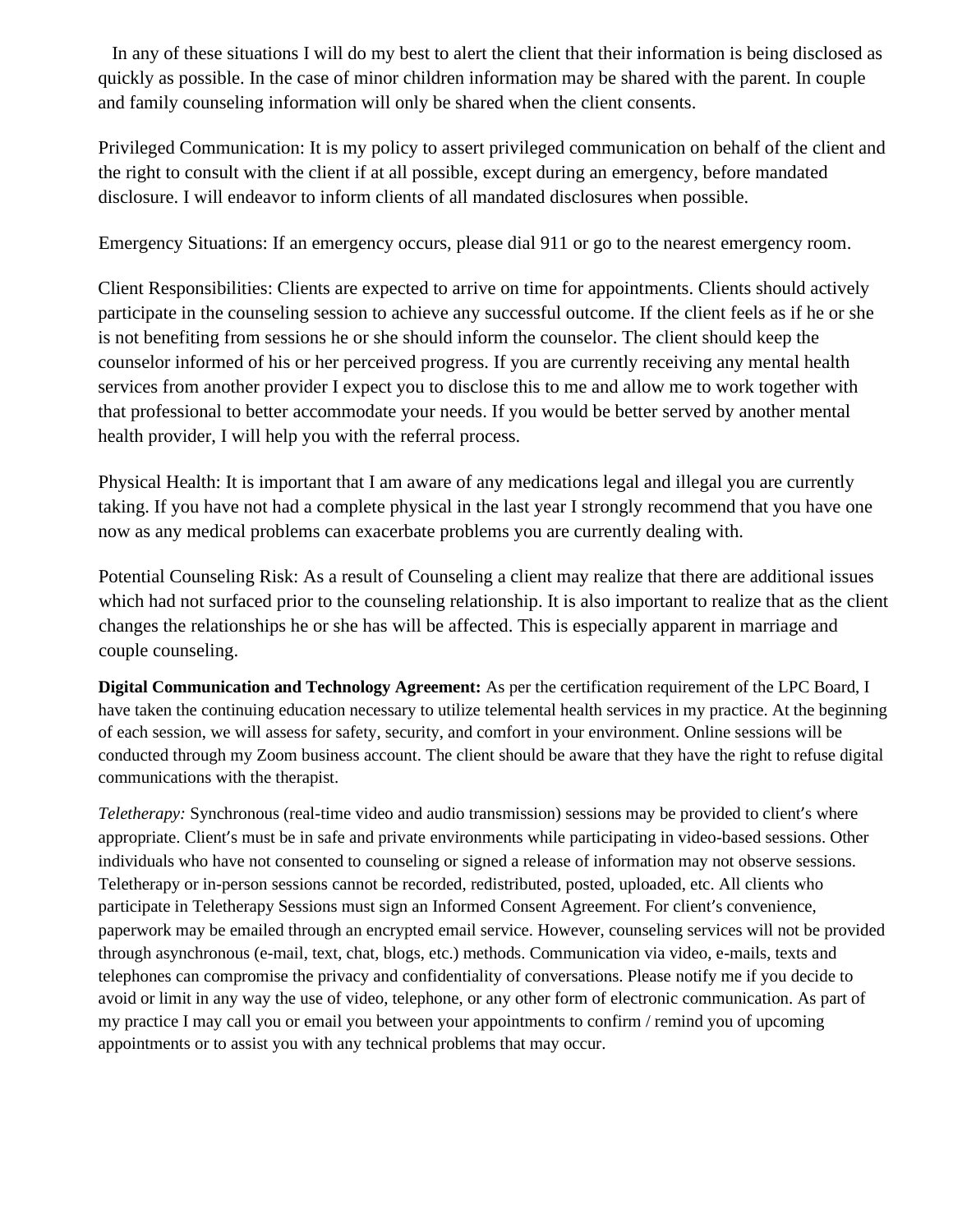In any of these situations I will do my best to alert the client that their information is being disclosed as quickly as possible. In the case of minor children information may be shared with the parent. In couple and family counseling information will only be shared when the client consents.

Privileged Communication: It is my policy to assert privileged communication on behalf of the client and the right to consult with the client if at all possible, except during an emergency, before mandated disclosure. I will endeavor to inform clients of all mandated disclosures when possible.

Emergency Situations: If an emergency occurs, please dial 911 or go to the nearest emergency room.

Client Responsibilities: Clients are expected to arrive on time for appointments. Clients should actively participate in the counseling session to achieve any successful outcome. If the client feels as if he or she is not benefiting from sessions he or she should inform the counselor. The client should keep the counselor informed of his or her perceived progress. If you are currently receiving any mental health services from another provider I expect you to disclose this to me and allow me to work together with that professional to better accommodate your needs. If you would be better served by another mental health provider, I will help you with the referral process.

Physical Health: It is important that I am aware of any medications legal and illegal you are currently taking. If you have not had a complete physical in the last year I strongly recommend that you have one now as any medical problems can exacerbate problems you are currently dealing with.

Potential Counseling Risk: As a result of Counseling a client may realize that there are additional issues which had not surfaced prior to the counseling relationship. It is also important to realize that as the client changes the relationships he or she has will be affected. This is especially apparent in marriage and couple counseling.

**Digital Communication and Technology Agreement:** As per the certification requirement of the LPC Board, I have taken the continuing education necessary to utilize telemental health services in my practice. At the beginning of each session, we will assess for safety, security, and comfort in your environment. Online sessions will be conducted through my Zoom business account. The client should be aware that they have the right to refuse digital communications with the therapist.

*Teletherapy:* Synchronous (real-time video and audio transmission) sessions may be provided to client′s where appropriate. Client′s must be in safe and private environments while participating in video-based sessions. Other individuals who have not consented to counseling or signed a release of information may not observe sessions. Teletherapy or in-person sessions cannot be recorded, redistributed, posted, uploaded, etc. All clients who participate in Teletherapy Sessions must sign an Informed Consent Agreement. For client′s convenience, paperwork may be emailed through an encrypted email service. However, counseling services will not be provided through asynchronous (e-mail, text, chat, blogs, etc.) methods. Communication via video, e-mails, texts and telephones can compromise the privacy and confidentiality of conversations. Please notify me if you decide to avoid or limit in any way the use of video, telephone, or any other form of electronic communication. As part of my practice I may call you or email you between your appointments to confirm / remind you of upcoming appointments or to assist you with any technical problems that may occur.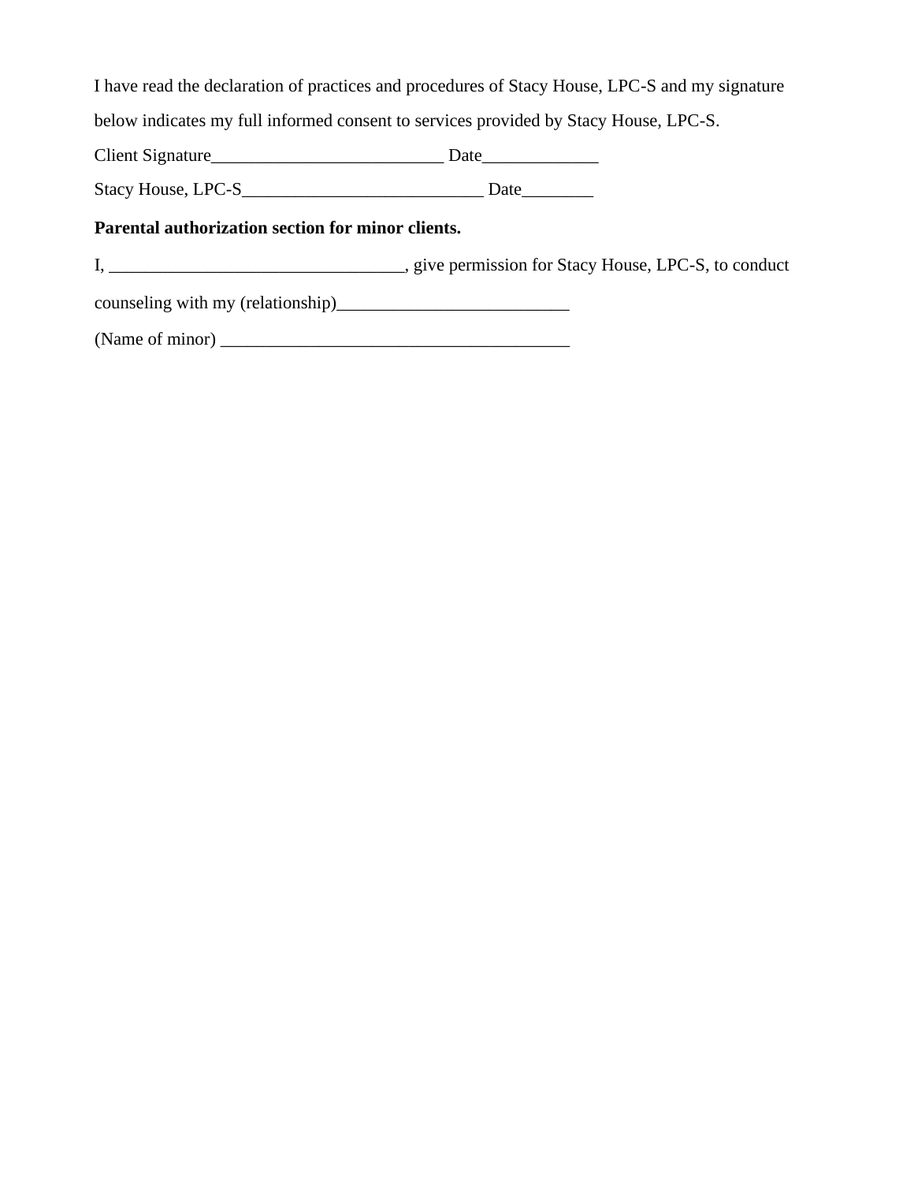I have read the declaration of practices and procedures of Stacy House, LPC-S and my signature below indicates my full informed consent to services provided by Stacy House, LPC-S.

Client Signature__________________________ Date_____________

Stacy House, LPC-S___________________________ Date________

**Parental authorization section for minor clients.**

I, ________________________________, give permission for Stacy House, LPC-S, to conduct counseling with my (relationship)__________________________

(Name of minor) _______________________________________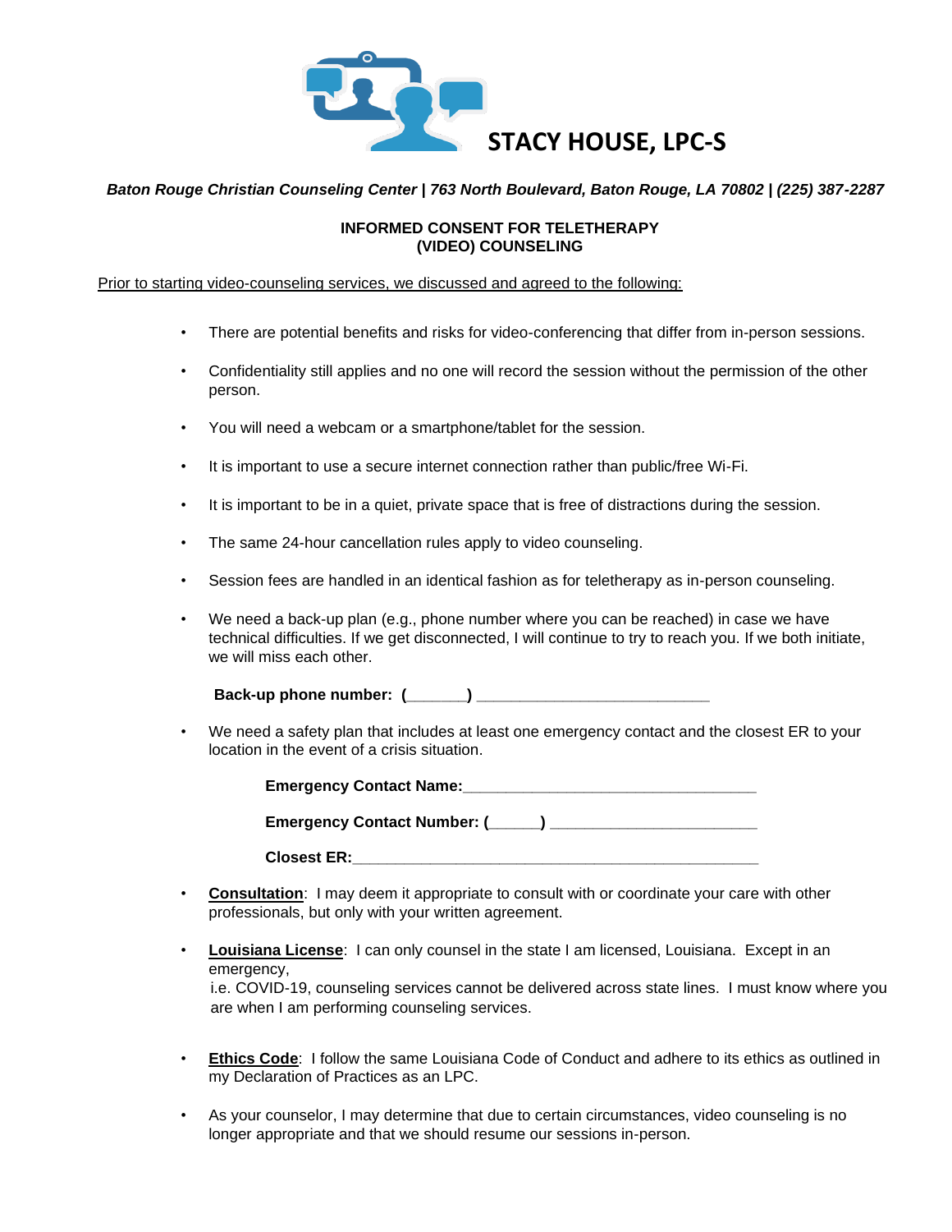# STACY HOUSE, LPC-S

***Baton Rouge Christian Counseling Center | 763 North Boulevard, Baton Rouge, LA 70802 | (225) 387-2287***

**INFORMED CONSENT FOR TELETHERAPY**
**(VIDEO) COUNSELING**

<u>Prior to starting video-counseling services, we discussed and agreed to the following:</u>

- There are potential benefits and risks for video-conferencing that differ from in-person sessions.
- Confidentiality still applies and no one will record the session without the permission of the other person.
- You will need a webcam or a smartphone/tablet for the session.
- It is important to use a secure internet connection rather than public/free Wi-Fi.
- It is important to be in a quiet, private space that is free of distractions during the session.
- The same 24-hour cancellation rules apply to video counseling.
- Session fees are handled in an identical fashion as for teletherapy as in-person counseling.
- We need a back-up plan (e.g., phone number where you can be reached) in case we have technical difficulties. If we get disconnected, I will continue to try to reach you. If we both initiate, we will miss each other.

  **Back-up phone number: (______) ___________________________**

- We need a safety plan that includes at least one emergency contact and the closest ER to your location in the event of a crisis situation.

  **Emergency Contact Name:__________________________________**

  **Emergency Contact Number: (_____) _______________________**

  **Closest ER:_______________________________________________**

- **<u>Consultation</u>**: I may deem it appropriate to consult with or coordinate your care with other professionals, but only with your written agreement.
- **<u>Louisiana License</u>**: I can only counsel in the state I am licensed, Louisiana. Except in an emergency,
  i.e. COVID-19, counseling services cannot be delivered across state lines. I must know where you are when I am performing counseling services.
- **<u>Ethics Code</u>**: I follow the same Louisiana Code of Conduct and adhere to its ethics as outlined in my Declaration of Practices as an LPC.
- As your counselor, I may determine that due to certain circumstances, video counseling is no longer appropriate and that we should resume our sessions in-person.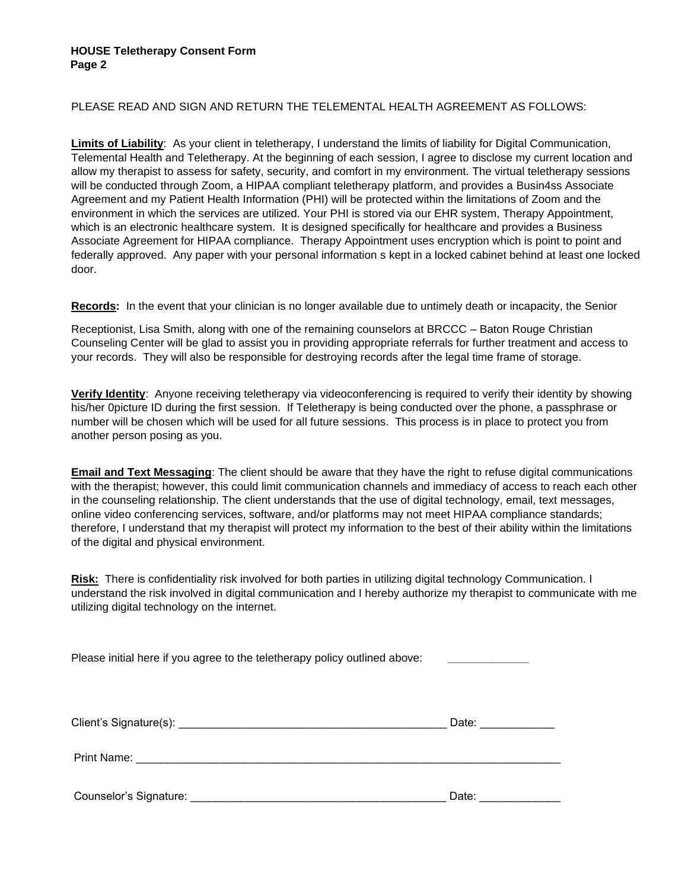**HOUSE Teletherapy Consent Form**
**Page 2**

PLEASE READ AND SIGN AND RETURN THE TELEMENTAL HEALTH AGREEMENT AS FOLLOWS:

**Limits of Liability**: As your client in teletherapy, I understand the limits of liability for Digital Communication, Telemental Health and Teletherapy. At the beginning of each session, I agree to disclose my current location and allow my therapist to assess for safety, security, and comfort in my environment. The virtual teletherapy sessions will be conducted through Zoom, a HIPAA compliant teletherapy platform, and provides a Busin4ss Associate Agreement and my Patient Health Information (PHI) will be protected within the limitations of Zoom and the environment in which the services are utilized. Your PHI is stored via our EHR system, Therapy Appointment, which is an electronic healthcare system. It is designed specifically for healthcare and provides a Business Associate Agreement for HIPAA compliance. Therapy Appointment uses encryption which is point to point and federally approved. Any paper with your personal information s kept in a locked cabinet behind at least one locked door.

**Records:** In the event that your clinician is no longer available due to untimely death or incapacity, the Senior Receptionist, Lisa Smith, along with one of the remaining counselors at BRCCC – Baton Rouge Christian Counseling Center will be glad to assist you in providing appropriate referrals for further treatment and access to your records. They will also be responsible for destroying records after the legal time frame of storage.

**Verify Identity**: Anyone receiving teletherapy via videoconferencing is required to verify their identity by showing his/her 0picture ID during the first session. If Teletherapy is being conducted over the phone, a passphrase or number will be chosen which will be used for all future sessions. This process is in place to protect you from another person posing as you.

**Email and Text Messaging**: The client should be aware that they have the right to refuse digital communications with the therapist; however, this could limit communication channels and immediacy of access to reach each other in the counseling relationship. The client understands that the use of digital technology, email, text messages, online video conferencing services, software, and/or platforms may not meet HIPAA compliance standards; therefore, I understand that my therapist will protect my information to the best of their ability within the limitations of the digital and physical environment.

**Risk:** There is confidentiality risk involved for both parties in utilizing digital technology Communication. I understand the risk involved in digital communication and I hereby authorize my therapist to communicate with me utilizing digital technology on the internet.

Please initial here if you agree to the teletherapy policy outlined above: ____________

Client's Signature(s): ___________________________________________ Date: ___________

Print Name: ______________________________________________________________________

Counselor's Signature: ________________________________________ Date: _____________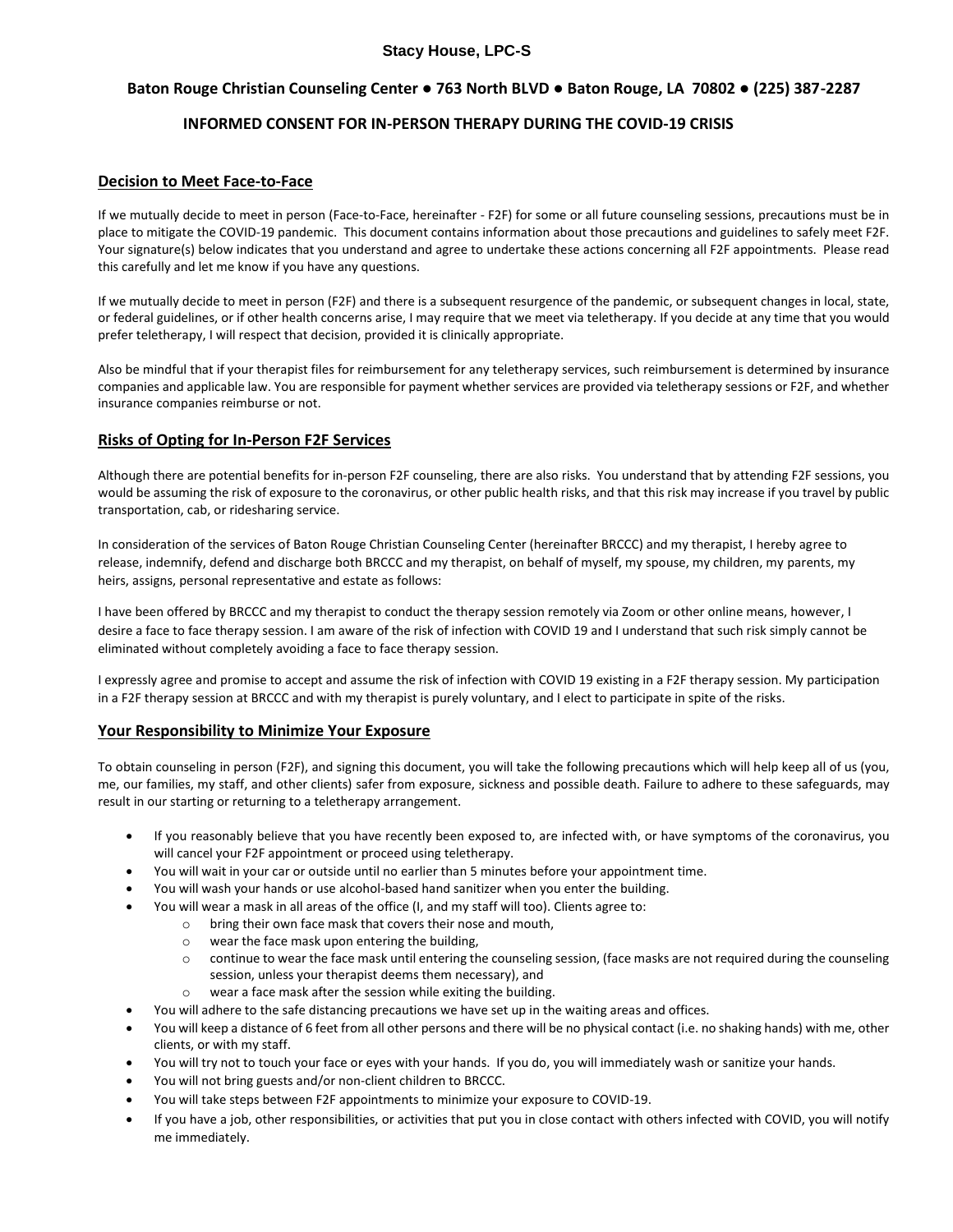**Stacy House, LPC-S**

**Baton Rouge Christian Counseling Center ● 763 North BLVD ● Baton Rouge, LA 70802 ● (225) 387-2287**

# INFORMED CONSENT FOR IN-PERSON THERAPY DURING THE COVID-19 CRISIS

## Decision to Meet Face-to-Face

If we mutually decide to meet in person (Face-to-Face, hereinafter - F2F) for some or all future counseling sessions, precautions must be in place to mitigate the COVID-19 pandemic. This document contains information about those precautions and guidelines to safely meet F2F. Your signature(s) below indicates that you understand and agree to undertake these actions concerning all F2F appointments. Please read this carefully and let me know if you have any questions.

If we mutually decide to meet in person (F2F) and there is a subsequent resurgence of the pandemic, or subsequent changes in local, state, or federal guidelines, or if other health concerns arise, I may require that we meet via teletherapy. If you decide at any time that you would prefer teletherapy, I will respect that decision, provided it is clinically appropriate.

Also be mindful that if your therapist files for reimbursement for any teletherapy services, such reimbursement is determined by insurance companies and applicable law. You are responsible for payment whether services are provided via teletherapy sessions or F2F, and whether insurance companies reimburse or not.

## Risks of Opting for In-Person F2F Services

Although there are potential benefits for in-person F2F counseling, there are also risks. You understand that by attending F2F sessions, you would be assuming the risk of exposure to the coronavirus, or other public health risks, and that this risk may increase if you travel by public transportation, cab, or ridesharing service.

In consideration of the services of Baton Rouge Christian Counseling Center (hereinafter BRCCC) and my therapist, I hereby agree to release, indemnify, defend and discharge both BRCCC and my therapist, on behalf of myself, my spouse, my children, my parents, my heirs, assigns, personal representative and estate as follows:

I have been offered by BRCCC and my therapist to conduct the therapy session remotely via Zoom or other online means, however, I desire a face to face therapy session. I am aware of the risk of infection with COVID 19 and I understand that such risk simply cannot be eliminated without completely avoiding a face to face therapy session.

I expressly agree and promise to accept and assume the risk of infection with COVID 19 existing in a F2F therapy session. My participation in a F2F therapy session at BRCCC and with my therapist is purely voluntary, and I elect to participate in spite of the risks.

## Your Responsibility to Minimize Your Exposure

To obtain counseling in person (F2F), and signing this document, you will take the following precautions which will help keep all of us (you, me, our families, my staff, and other clients) safer from exposure, sickness and possible death. Failure to adhere to these safeguards, may result in our starting or returning to a teletherapy arrangement.

- If you reasonably believe that you have recently been exposed to, are infected with, or have symptoms of the coronavirus, you will cancel your F2F appointment or proceed using teletherapy.
- You will wait in your car or outside until no earlier than 5 minutes before your appointment time.
- You will wash your hands or use alcohol-based hand sanitizer when you enter the building.
- You will wear a mask in all areas of the office (I, and my staff will too). Clients agree to:
  - bring their own face mask that covers their nose and mouth,
  - wear the face mask upon entering the building,
  - continue to wear the face mask until entering the counseling session, (face masks are not required during the counseling session, unless your therapist deems them necessary), and
  - wear a face mask after the session while exiting the building.
- You will adhere to the safe distancing precautions we have set up in the waiting areas and offices.
- You will keep a distance of 6 feet from all other persons and there will be no physical contact (i.e. no shaking hands) with me, other clients, or with my staff.
- You will try not to touch your face or eyes with your hands. If you do, you will immediately wash or sanitize your hands.
- You will not bring guests and/or non-client children to BRCCC.
- You will take steps between F2F appointments to minimize your exposure to COVID-19.
- If you have a job, other responsibilities, or activities that put you in close contact with others infected with COVID, you will notify me immediately.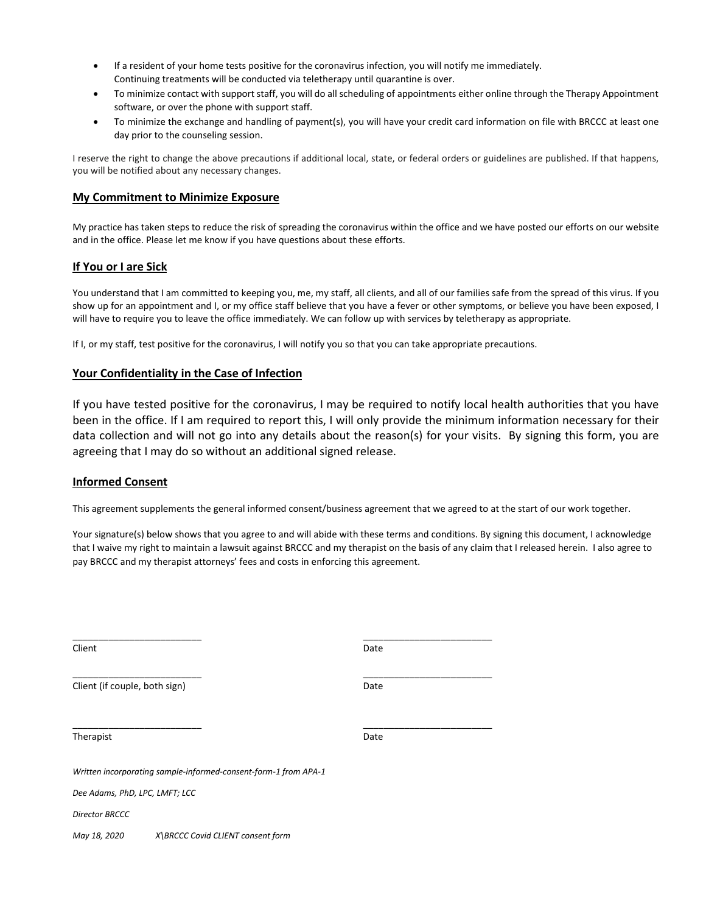- If a resident of your home tests positive for the coronavirus infection, you will notify me immediately. Continuing treatments will be conducted via teletherapy until quarantine is over.
- To minimize contact with support staff, you will do all scheduling of appointments either online through the Therapy Appointment software, or over the phone with support staff.
- To minimize the exchange and handling of payment(s), you will have your credit card information on file with BRCCC at least one day prior to the counseling session.

I reserve the right to change the above precautions if additional local, state, or federal orders or guidelines are published. If that happens, you will be notified about any necessary changes.

## My Commitment to Minimize Exposure

My practice has taken steps to reduce the risk of spreading the coronavirus within the office and we have posted our efforts on our website and in the office. Please let me know if you have questions about these efforts.

## If You or I are Sick

You understand that I am committed to keeping you, me, my staff, all clients, and all of our families safe from the spread of this virus. If you show up for an appointment and I, or my office staff believe that you have a fever or other symptoms, or believe you have been exposed, I will have to require you to leave the office immediately. We can follow up with services by teletherapy as appropriate.

If I, or my staff, test positive for the coronavirus, I will notify you so that you can take appropriate precautions.

## Your Confidentiality in the Case of Infection

If you have tested positive for the coronavirus, I may be required to notify local health authorities that you have been in the office. If I am required to report this, I will only provide the minimum information necessary for their data collection and will not go into any details about the reason(s) for your visits. By signing this form, you are agreeing that I may do so without an additional signed release.

## Informed Consent

This agreement supplements the general informed consent/business agreement that we agreed to at the start of our work together.

Your signature(s) below shows that you agree to and will abide with these terms and conditions. By signing this document, I acknowledge that I waive my right to maintain a lawsuit against BRCCC and my therapist on the basis of any claim that I released herein. I also agree to pay BRCCC and my therapist attorneys' fees and costs in enforcing this agreement.

_________________________ _________________________

Client Date

_________________________ _________________________

Client (if couple, both sign) Date

_________________________ _________________________

Therapist Date

*Written incorporating sample-informed-consent-form-1 from APA-1*

*Dee Adams, PhD, LPC, LMFT; LCC*

*Director BRCCC*

*May 18, 2020 X\BRCCC Covid CLIENT consent form*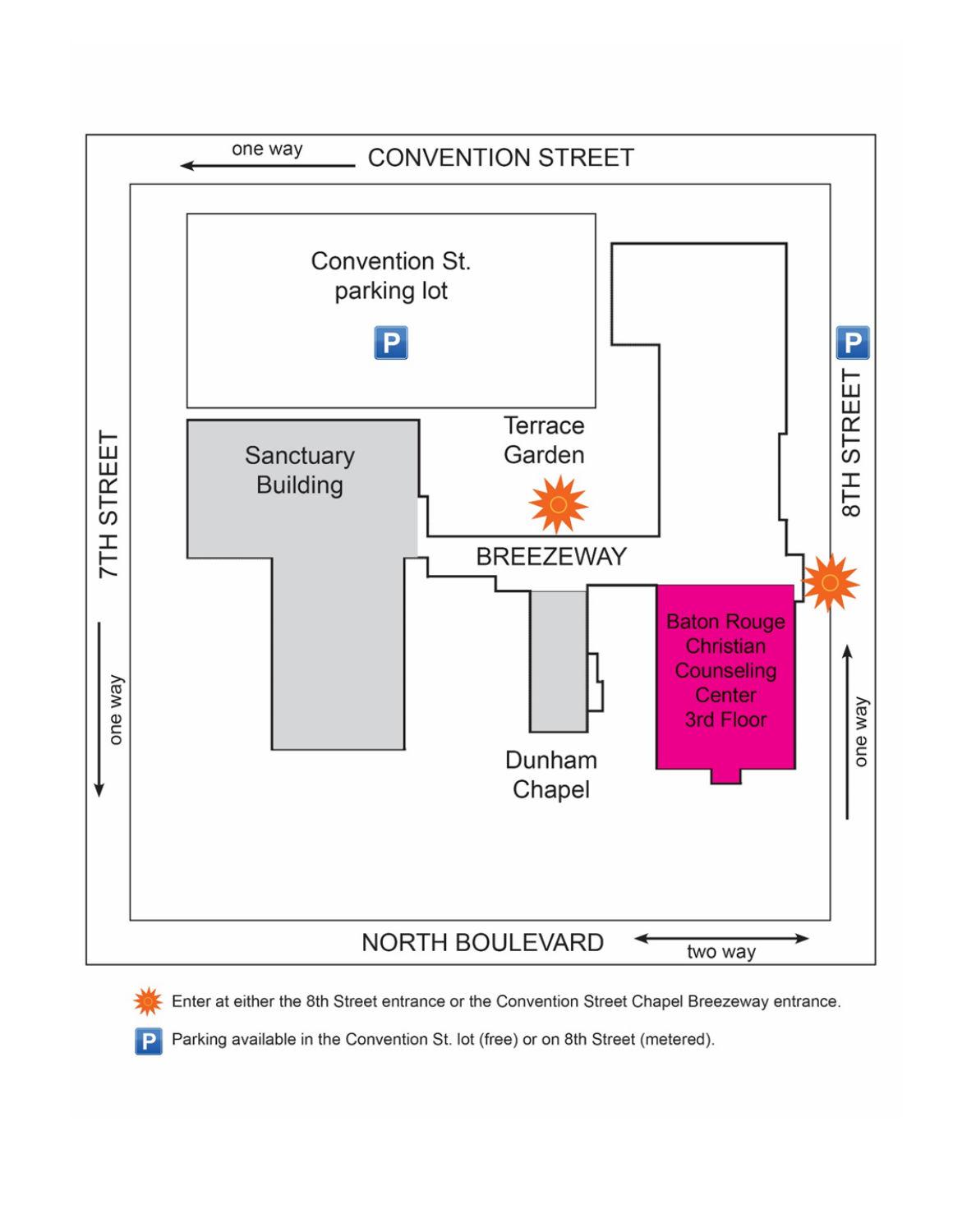one way

CONVENTION STREET

Convention St. parking lot

P

Terrace Garden

Sanctuary Building

BREEZEWAY

7TH STREET

one way

8TH STREET

P

one way

Dunham Chapel

Baton Rouge Christian Counseling Center 3rd Floor

NORTH BOULEVARD

two way

Enter at either the 8th Street entrance or the Convention Street Chapel Breezeway entrance.

Parking available in the Convention St. lot (free) or on 8th Street (metered).